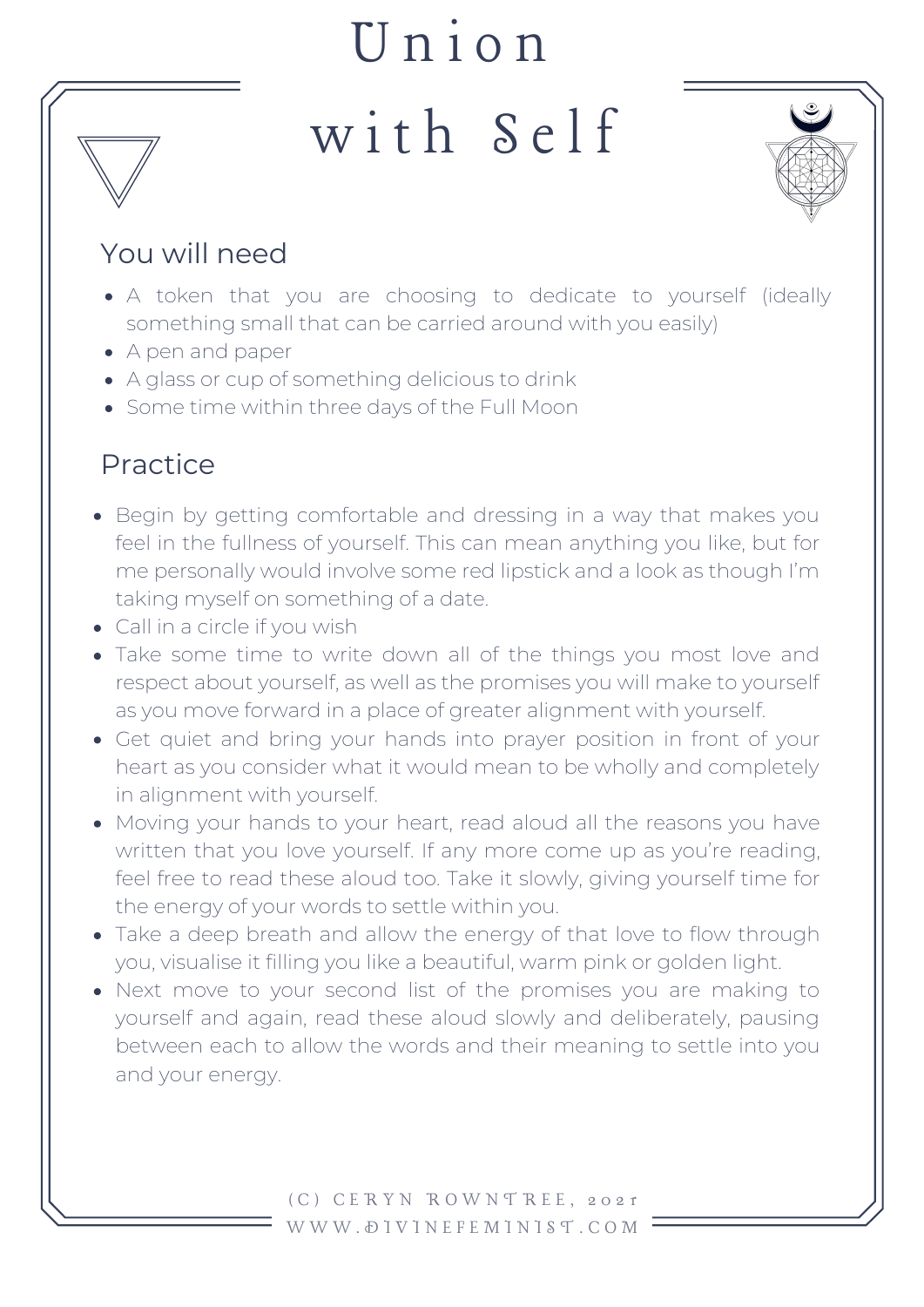# Union with Self

## You will need

- A token that you are choosing to dedicate to yourself (ideally something small that can be carried around with you easily)
- A pen and paper
- A glass or cup of something delicious to drink
- Some time within three days of the Full Moon

## Practice

- Begin by getting comfortable and dressing in a way that makes you feel in the fullness of yourself. This can mean anything you like, but for me personally would involve some red lipstick and a look as though I'm taking myself on something of a date.
- Call in a circle if you wish
- Take some time to write down all of the things you most love and respect about yourself, as well as the promises you will make to yourself as you move forward in a place of greater alignment with yourself.
- Get quiet and bring your hands into prayer position in front of your heart as you consider what it would mean to be wholly and completely in alignment with yourself.
- Moving your hands to your heart, read aloud all the reasons you have written that you love yourself. If any more come up as you're reading, feel free to read these aloud too. Take it slowly, giving yourself time for the energy of your words to settle within you.
- Take a deep breath and allow the energy of that love to flow through you, visualise it filling you like a beautiful, warm pink or golden light.
- Next move to your second list of the promises you are making to yourself and again, read these aloud slowly and deliberately, pausing between each to allow the words and their meaning to settle into you and your energy.

(C) CERYN ROWNTREE, 2021
WWW.DIVINEFEMINIST.COM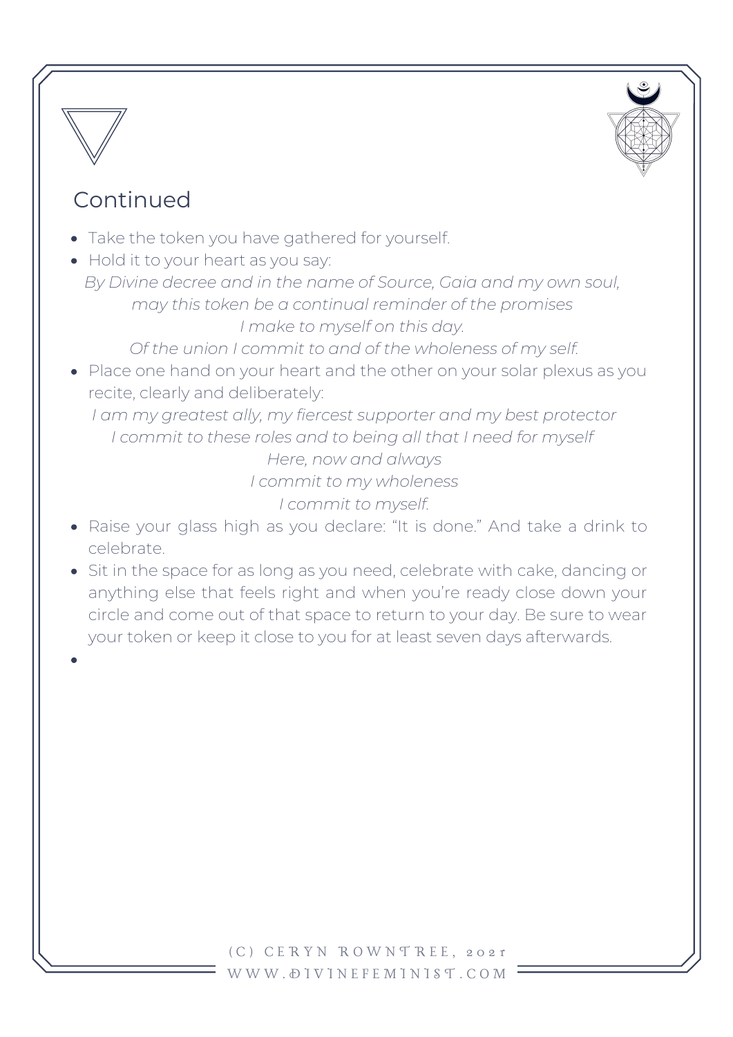## Continued

- Take the token you have gathered for yourself.
- Hold it to your heart as you say:

  *By Divine decree and in the name of Source, Gaia and my own soul,*
  *may this token be a continual reminder of the promises*
  *I make to myself on this day.*
  *Of the union I commit to and of the wholeness of my self.*

- Place one hand on your heart and the other on your solar plexus as you recite, clearly and deliberately:

  *I am my greatest ally, my fiercest supporter and my best protector*
  *I commit to these roles and to being all that I need for myself*
  *Here, now and always*
  *I commit to my wholeness*
  *I commit to myself.*

- Raise your glass high as you declare: "It is done." And take a drink to celebrate.
- Sit in the space for as long as you need, celebrate with cake, dancing or anything else that feels right and when you're ready close down your circle and come out of that space to return to your day. Be sure to wear your token or keep it close to you for at least seven days afterwards.

(C) CERYN ROWNTREE, 2021
WWW.DIVINEFEMINIST.COM